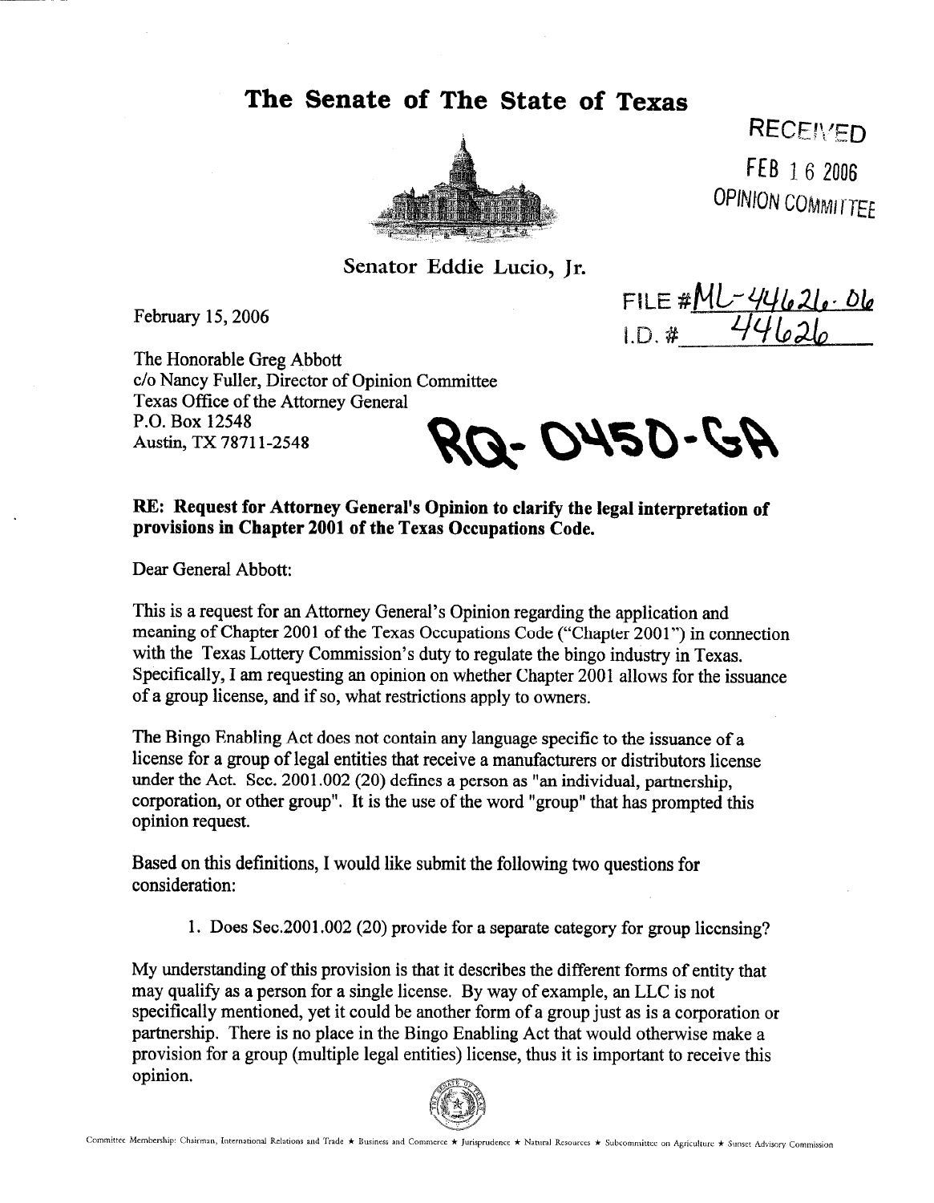# The Senate of The State of Texas

RECEIVED

FEB 16 2006

OPINION COMMITTEE

Senator Eddie Lucio, Jr.

FILE #ML-44626-06
I.D. # 44626

February 15, 2006

The Honorable Greg Abbott
c/o Nancy Fuller, Director of Opinion Committee
Texas Office of the Attorney General
P.O. Box 12548
Austin, TX 78711-2548

RQ-0450-GA

**RE: Request for Attorney General's Opinion to clarify the legal interpretation of provisions in Chapter 2001 of the Texas Occupations Code.**

Dear General Abbott:

This is a request for an Attorney General's Opinion regarding the application and meaning of Chapter 2001 of the Texas Occupations Code ("Chapter 2001") in connection with the Texas Lottery Commission's duty to regulate the bingo industry in Texas. Specifically, I am requesting an opinion on whether Chapter 2001 allows for the issuance of a group license, and if so, what restrictions apply to owners.

The Bingo Enabling Act does not contain any language specific to the issuance of a license for a group of legal entities that receive a manufacturers or distributors license under the Act. Sec. 2001.002 (20) defines a person as "an individual, partnership, corporation, or other group". It is the use of the word "group" that has prompted this opinion request.

Based on this definitions, I would like submit the following two questions for consideration:

1. Does Sec.2001.002 (20) provide for a separate category for group licensing?

My understanding of this provision is that it describes the different forms of entity that may qualify as a person for a single license. By way of example, an LLC is not specifically mentioned, yet it could be another form of a group just as is a corporation or partnership. There is no place in the Bingo Enabling Act that would otherwise make a provision for a group (multiple legal entities) license, thus it is important to receive this opinion.

Committee Membership: Chairman, International Relations and Trade ★ Business and Commerce ★ Jurisprudence ★ Natural Resources ★ Subcommittee on Agriculture ★ Sunset Advisory Commission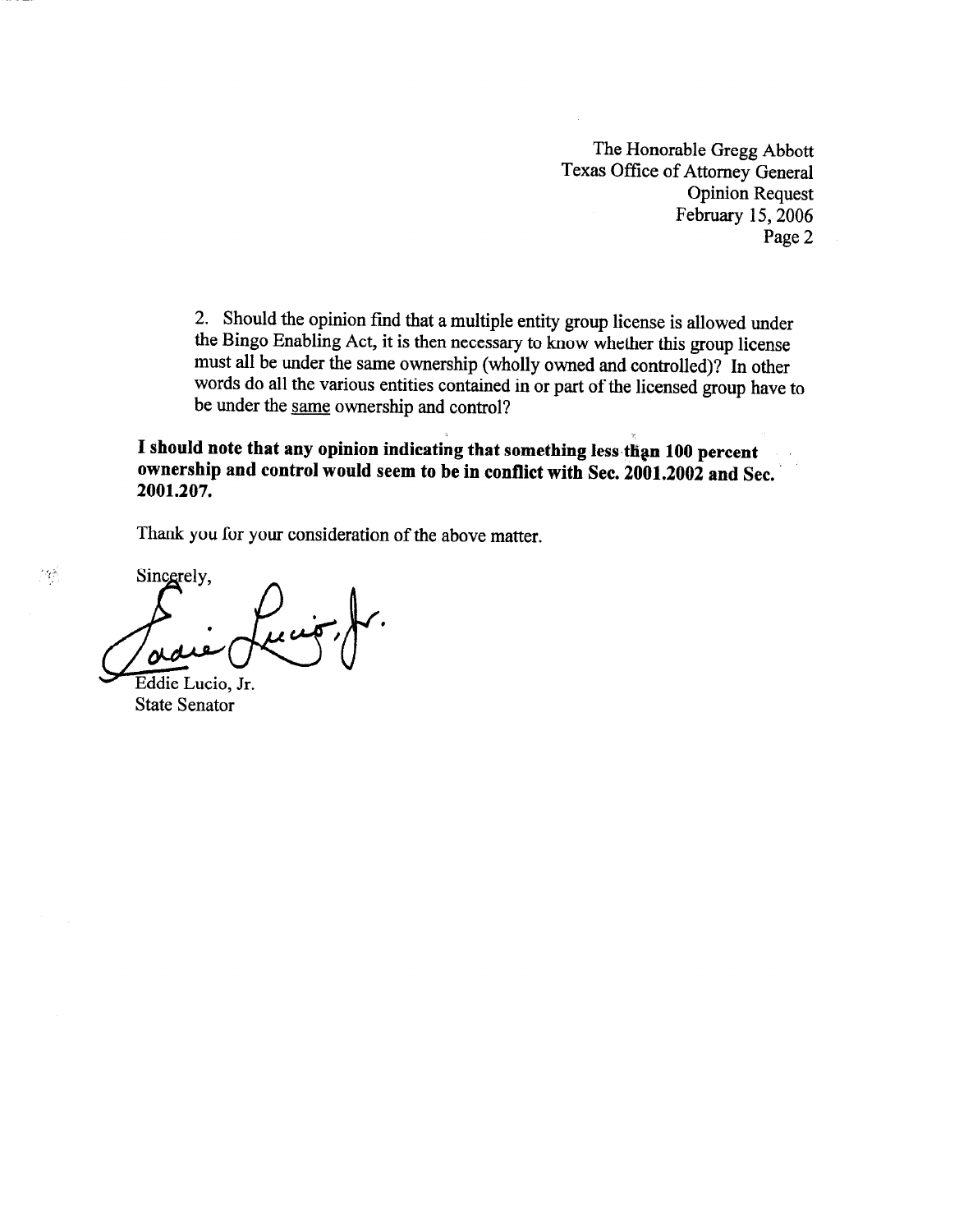2. Should the opinion find that a multiple entity group license is allowed under the Bingo Enabling Act, it is then necessary to know whether this group license must all be under the same ownership (wholly owned and controlled)? In other words do all the various entities contained in or part of the licensed group have to be under the same ownership and control?

**I should note that any opinion indicating that something less than 100 percent ownership and control would seem to be in conflict with Sec. 2001.2002 and Sec. 2001.207.**

Thank you for your consideration of the above matter.

Sincerely,

Eddie Lucio, Jr.
State Senator